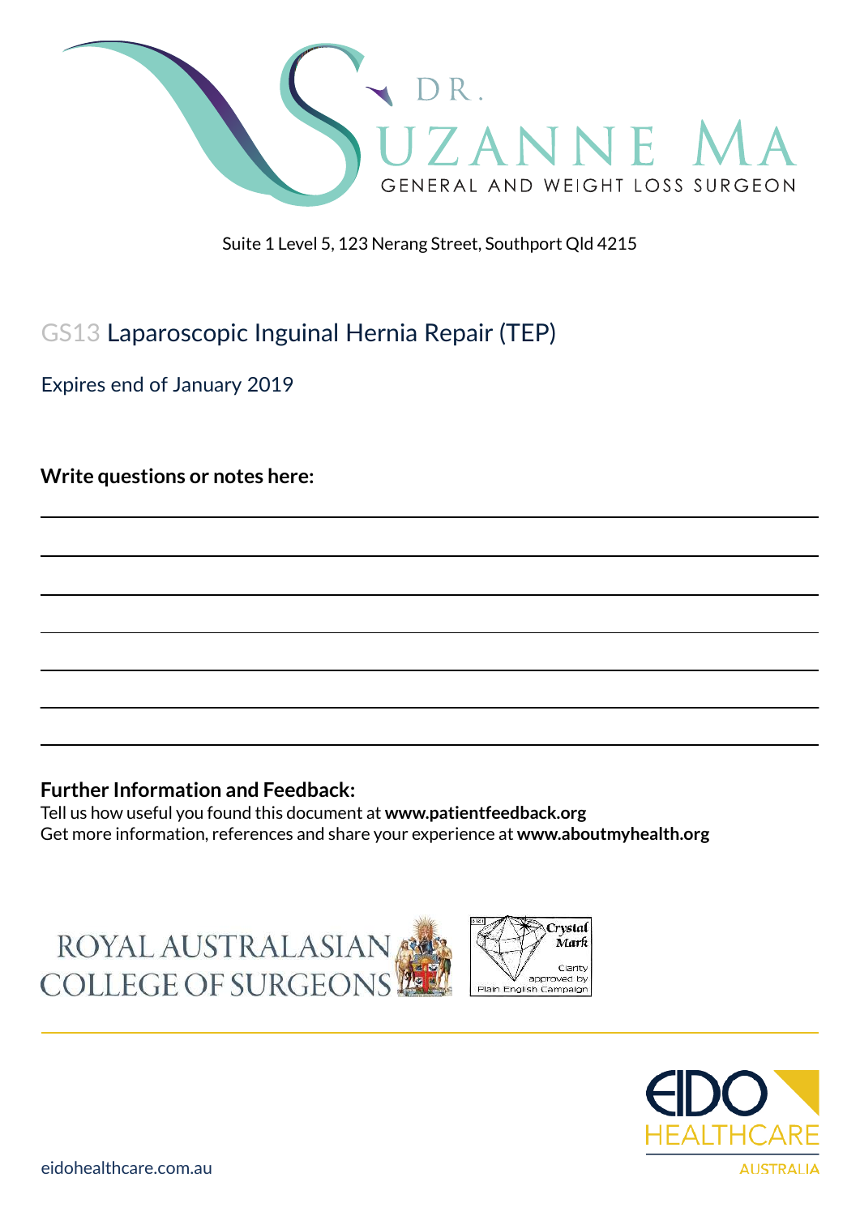DR. SUZANNE MA

GENERAL AND WEIGHT LOSS SURGEON

Suite 1 Level 5, 123 Nerang Street, Southport Qld 4215

# GS13 Laparoscopic Inguinal Hernia Repair (TEP)

Expires end of January 2019

**Write questions or notes here:**

---

---

---

---

---

---

---

**Further Information and Feedback:**

Tell us how useful you found this document at **www.patientfeedback.org**

Get more information, references and share your experience at **www.aboutmyhealth.org**

ROYAL AUSTRALASIAN COLLEGE OF SURGEONS

Crystal Mark — Clarity approved by Plain English Campaign

EIDO HEALTHCARE AUSTRALIA

eidohealthcare.com.au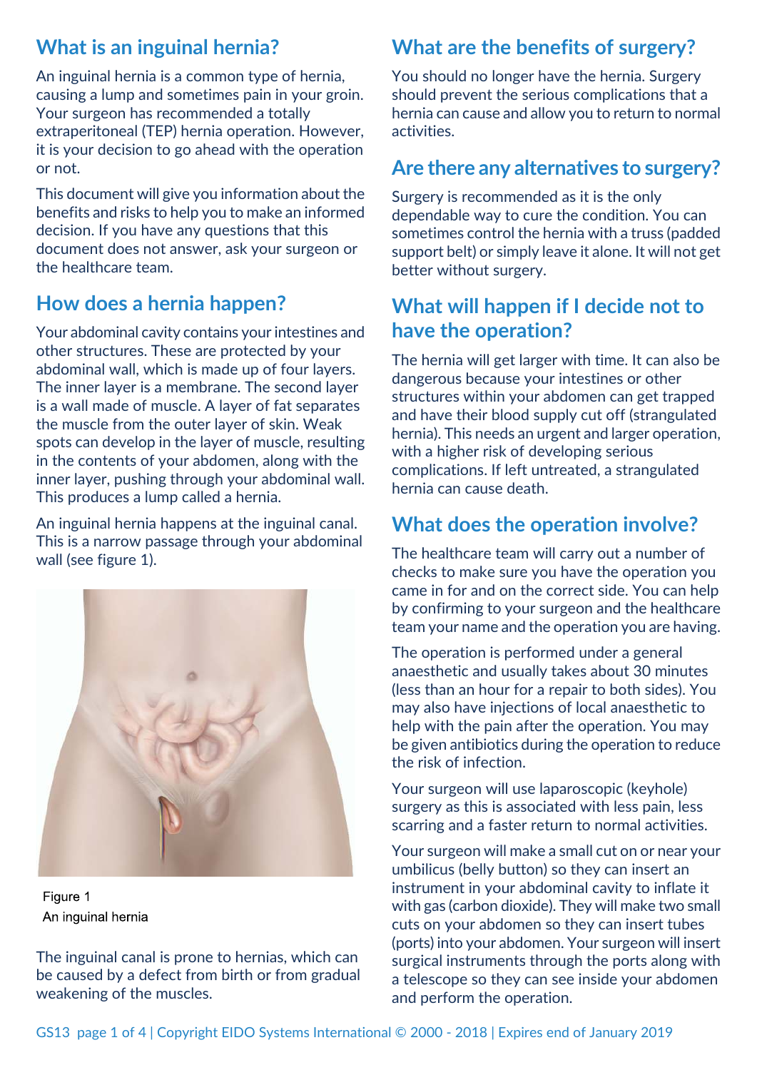## What is an inguinal hernia?

An inguinal hernia is a common type of hernia, causing a lump and sometimes pain in your groin. Your surgeon has recommended a totally extraperitoneal (TEP) hernia operation. However, it is your decision to go ahead with the operation or not.

This document will give you information about the benefits and risks to help you to make an informed decision. If you have any questions that this document does not answer, ask your surgeon or the healthcare team.

## How does a hernia happen?

Your abdominal cavity contains your intestines and other structures. These are protected by your abdominal wall, which is made up of four layers. The inner layer is a membrane. The second layer is a wall made of muscle. A layer of fat separates the muscle from the outer layer of skin. Weak spots can develop in the layer of muscle, resulting in the contents of your abdomen, along with the inner layer, pushing through your abdominal wall. This produces a lump called a hernia.

An inguinal hernia happens at the inguinal canal. This is a narrow passage through your abdominal wall (see figure 1).

Figure 1
An inguinal hernia

The inguinal canal is prone to hernias, which can be caused by a defect from birth or from gradual weakening of the muscles.

## What are the benefits of surgery?

You should no longer have the hernia. Surgery should prevent the serious complications that a hernia can cause and allow you to return to normal activities.

## Are there any alternatives to surgery?

Surgery is recommended as it is the only dependable way to cure the condition. You can sometimes control the hernia with a truss (padded support belt) or simply leave it alone. It will not get better without surgery.

## What will happen if I decide not to have the operation?

The hernia will get larger with time. It can also be dangerous because your intestines or other structures within your abdomen can get trapped and have their blood supply cut off (strangulated hernia). This needs an urgent and larger operation, with a higher risk of developing serious complications. If left untreated, a strangulated hernia can cause death.

## What does the operation involve?

The healthcare team will carry out a number of checks to make sure you have the operation you came in for and on the correct side. You can help by confirming to your surgeon and the healthcare team your name and the operation you are having.

The operation is performed under a general anaesthetic and usually takes about 30 minutes (less than an hour for a repair to both sides). You may also have injections of local anaesthetic to help with the pain after the operation. You may be given antibiotics during the operation to reduce the risk of infection.

Your surgeon will use laparoscopic (keyhole) surgery as this is associated with less pain, less scarring and a faster return to normal activities.

Your surgeon will make a small cut on or near your umbilicus (belly button) so they can insert an instrument in your abdominal cavity to inflate it with gas (carbon dioxide). They will make two small cuts on your abdomen so they can insert tubes (ports) into your abdomen. Your surgeon will insert surgical instruments through the ports along with a telescope so they can see inside your abdomen and perform the operation.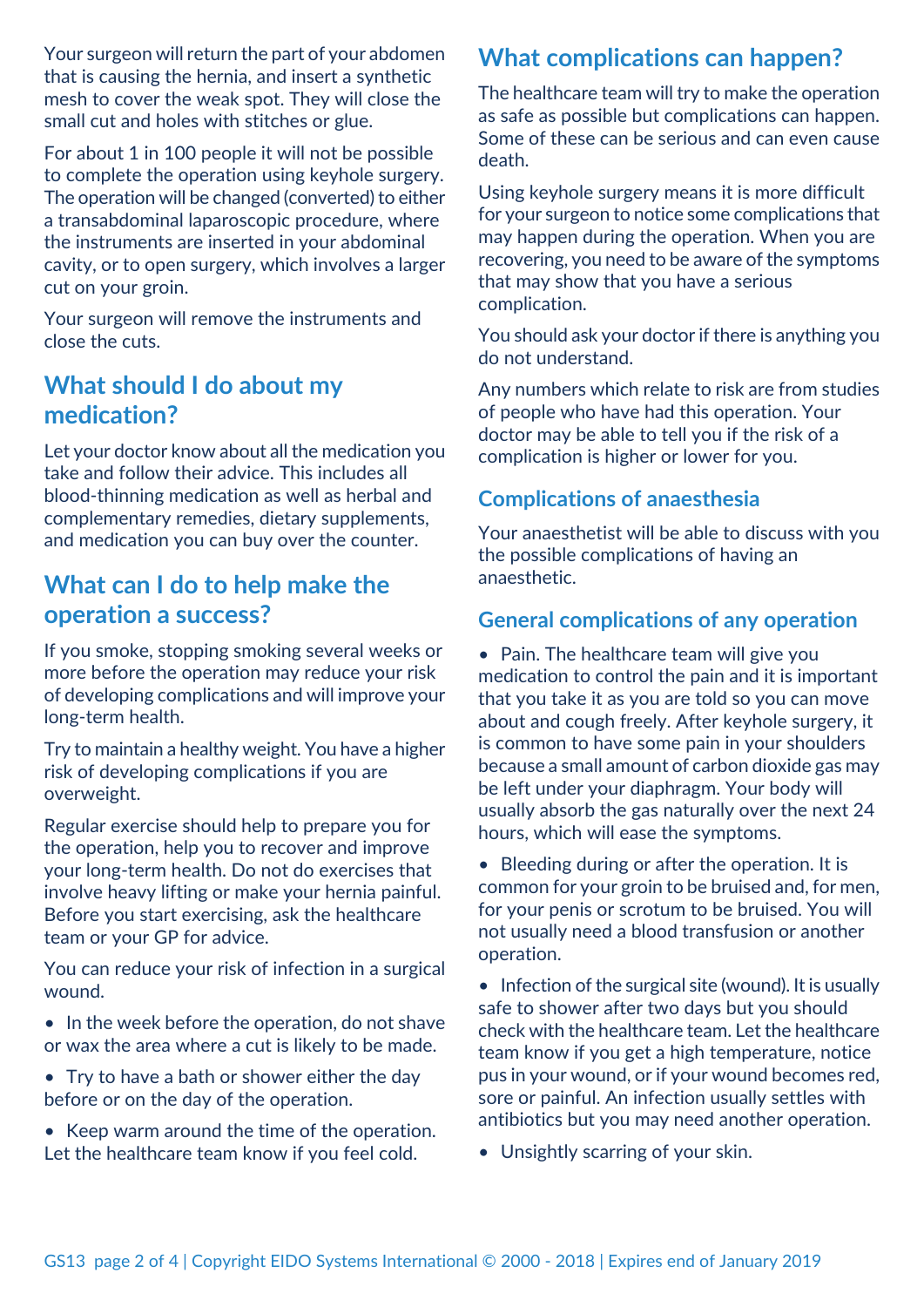Your surgeon will return the part of your abdomen that is causing the hernia, and insert a synthetic mesh to cover the weak spot. They will close the small cut and holes with stitches or glue.

For about 1 in 100 people it will not be possible to complete the operation using keyhole surgery. The operation will be changed (converted) to either a transabdominal laparoscopic procedure, where the instruments are inserted in your abdominal cavity, or to open surgery, which involves a larger cut on your groin.

Your surgeon will remove the instruments and close the cuts.

## What should I do about my medication?

Let your doctor know about all the medication you take and follow their advice. This includes all blood-thinning medication as well as herbal and complementary remedies, dietary supplements, and medication you can buy over the counter.

## What can I do to help make the operation a success?

If you smoke, stopping smoking several weeks or more before the operation may reduce your risk of developing complications and will improve your long-term health.

Try to maintain a healthy weight. You have a higher risk of developing complications if you are overweight.

Regular exercise should help to prepare you for the operation, help you to recover and improve your long-term health. Do not do exercises that involve heavy lifting or make your hernia painful. Before you start exercising, ask the healthcare team or your GP for advice.

You can reduce your risk of infection in a surgical wound.

- In the week before the operation, do not shave or wax the area where a cut is likely to be made.
- Try to have a bath or shower either the day before or on the day of the operation.
- Keep warm around the time of the operation. Let the healthcare team know if you feel cold.

## What complications can happen?

The healthcare team will try to make the operation as safe as possible but complications can happen. Some of these can be serious and can even cause death.

Using keyhole surgery means it is more difficult for your surgeon to notice some complications that may happen during the operation. When you are recovering, you need to be aware of the symptoms that may show that you have a serious complication.

You should ask your doctor if there is anything you do not understand.

Any numbers which relate to risk are from studies of people who have had this operation. Your doctor may be able to tell you if the risk of a complication is higher or lower for you.

### Complications of anaesthesia

Your anaesthetist will be able to discuss with you the possible complications of having an anaesthetic.

### General complications of any operation

- Pain. The healthcare team will give you medication to control the pain and it is important that you take it as you are told so you can move about and cough freely. After keyhole surgery, it is common to have some pain in your shoulders because a small amount of carbon dioxide gas may be left under your diaphragm. Your body will usually absorb the gas naturally over the next 24 hours, which will ease the symptoms.
- Bleeding during or after the operation. It is common for your groin to be bruised and, for men, for your penis or scrotum to be bruised. You will not usually need a blood transfusion or another operation.
- Infection of the surgical site (wound). It is usually safe to shower after two days but you should check with the healthcare team. Let the healthcare team know if you get a high temperature, notice pus in your wound, or if your wound becomes red, sore or painful. An infection usually settles with antibiotics but you may need another operation.
- Unsightly scarring of your skin.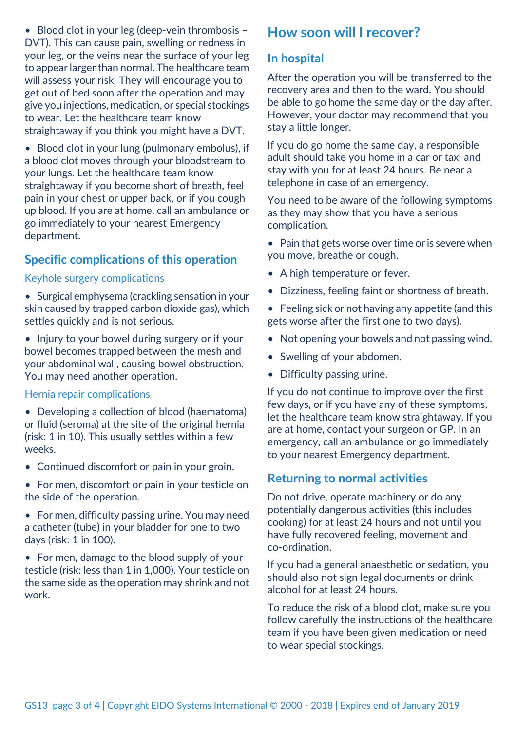- Blood clot in your leg (deep-vein thrombosis – DVT). This can cause pain, swelling or redness in your leg, or the veins near the surface of your leg to appear larger than normal. The healthcare team will assess your risk. They will encourage you to get out of bed soon after the operation and may give you injections, medication, or special stockings to wear. Let the healthcare team know straightaway if you think you might have a DVT.
- Blood clot in your lung (pulmonary embolus), if a blood clot moves through your bloodstream to your lungs. Let the healthcare team know straightaway if you become short of breath, feel pain in your chest or upper back, or if you cough up blood. If you are at home, call an ambulance or go immediately to your nearest Emergency department.

## Specific complications of this operation

### Keyhole surgery complications

- Surgical emphysema (crackling sensation in your skin caused by trapped carbon dioxide gas), which settles quickly and is not serious.
- Injury to your bowel during surgery or if your bowel becomes trapped between the mesh and your abdominal wall, causing bowel obstruction. You may need another operation.

### Hernia repair complications

- Developing a collection of blood (haematoma) or fluid (seroma) at the site of the original hernia (risk: 1 in 10). This usually settles within a few weeks.
- Continued discomfort or pain in your groin.
- For men, discomfort or pain in your testicle on the side of the operation.
- For men, difficulty passing urine. You may need a catheter (tube) in your bladder for one to two days (risk: 1 in 100).
- For men, damage to the blood supply of your testicle (risk: less than 1 in 1,000). Your testicle on the same side as the operation may shrink and not work.

## How soon will I recover?

### In hospital

After the operation you will be transferred to the recovery area and then to the ward. You should be able to go home the same day or the day after. However, your doctor may recommend that you stay a little longer.

If you do go home the same day, a responsible adult should take you home in a car or taxi and stay with you for at least 24 hours. Be near a telephone in case of an emergency.

You need to be aware of the following symptoms as they may show that you have a serious complication.

- Pain that gets worse over time or is severe when you move, breathe or cough.
- A high temperature or fever.
- Dizziness, feeling faint or shortness of breath.
- Feeling sick or not having any appetite (and this gets worse after the first one to two days).
- Not opening your bowels and not passing wind.
- Swelling of your abdomen.
- Difficulty passing urine.

If you do not continue to improve over the first few days, or if you have any of these symptoms, let the healthcare team know straightaway. If you are at home, contact your surgeon or GP. In an emergency, call an ambulance or go immediately to your nearest Emergency department.

### Returning to normal activities

Do not drive, operate machinery or do any potentially dangerous activities (this includes cooking) for at least 24 hours and not until you have fully recovered feeling, movement and co-ordination.

If you had a general anaesthetic or sedation, you should also not sign legal documents or drink alcohol for at least 24 hours.

To reduce the risk of a blood clot, make sure you follow carefully the instructions of the healthcare team if you have been given medication or need to wear special stockings.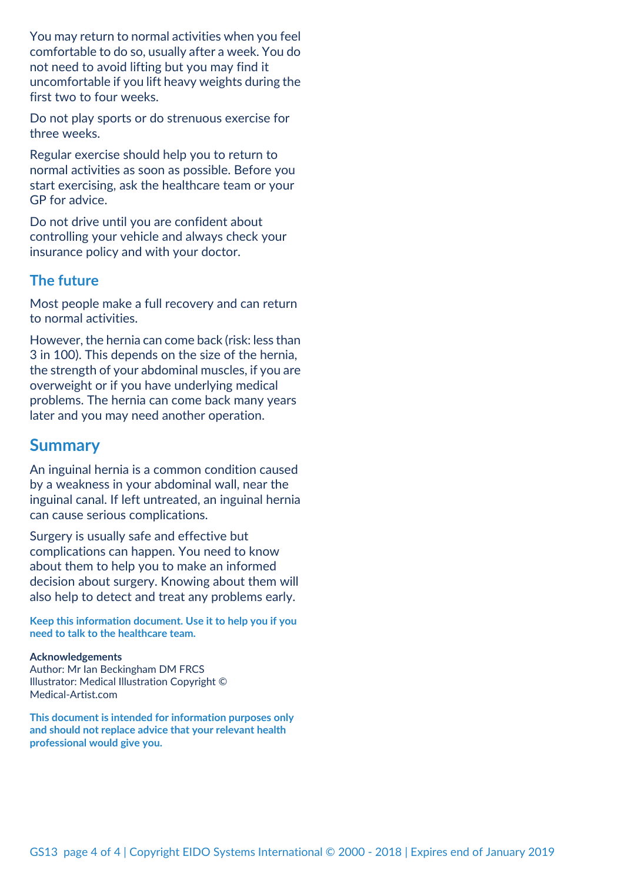You may return to normal activities when you feel comfortable to do so, usually after a week. You do not need to avoid lifting but you may find it uncomfortable if you lift heavy weights during the first two to four weeks.

Do not play sports or do strenuous exercise for three weeks.

Regular exercise should help you to return to normal activities as soon as possible. Before you start exercising, ask the healthcare team or your GP for advice.

Do not drive until you are confident about controlling your vehicle and always check your insurance policy and with your doctor.

### The future

Most people make a full recovery and can return to normal activities.

However, the hernia can come back (risk: less than 3 in 100). This depends on the size of the hernia, the strength of your abdominal muscles, if you are overweight or if you have underlying medical problems. The hernia can come back many years later and you may need another operation.

## Summary

An inguinal hernia is a common condition caused by a weakness in your abdominal wall, near the inguinal canal. If left untreated, an inguinal hernia can cause serious complications.

Surgery is usually safe and effective but complications can happen. You need to know about them to help you to make an informed decision about surgery. Knowing about them will also help to detect and treat any problems early.

**Keep this information document. Use it to help you if you need to talk to the healthcare team.**

**Acknowledgements**
Author: Mr Ian Beckingham DM FRCS
Illustrator: Medical Illustration Copyright © Medical-Artist.com

**This document is intended for information purposes only and should not replace advice that your relevant health professional would give you.**

GS13 | Copyright EIDO Systems International © 2000 - 2018 | Expires end of January 2019